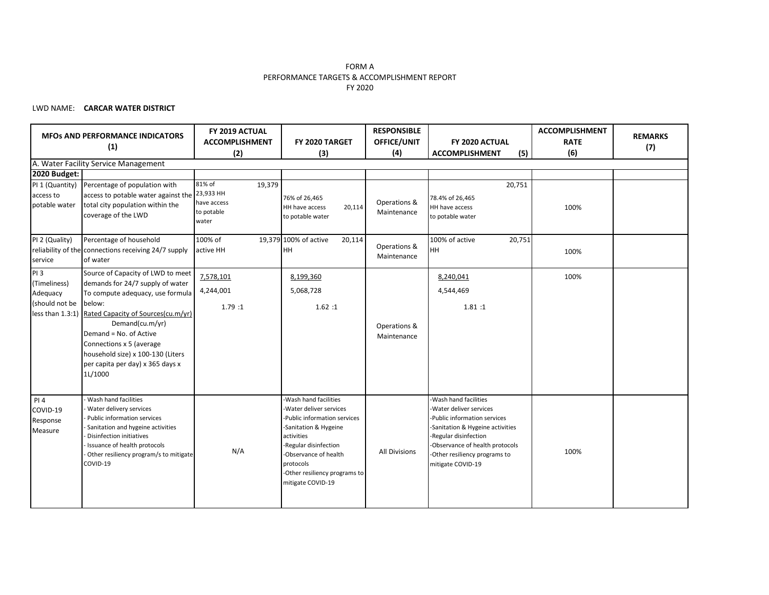FORM A

PERFORMANCE TARGETS & ACCOMPLISHMENT REPORT

FY 2020

LWD NAME: **CARCAR WATER DISTRICT**

| MFOs AND PERFORMANCE INDICATORS (1) | | FY 2019 ACTUAL ACCOMPLISHMENT (2) | FY 2020 TARGET (3) | RESPONSIBLE OFFICE/UNIT (4) | FY 2020 ACTUAL ACCOMPLISHMENT (5) | ACCOMPLISHMENT RATE (6) | REMARKS (7) |
|---|---|---|---|---|---|---|---|
| A. Water Facility Service Management | | | | | | | |
| **2020 Budget:** | | | | | | | |
| PI 1 (Quantity) access to potable water | Percentage of population with access to potable water against the total city population within the coverage of the LWD | 81% of 23,933 HH have access to potable water 19,379 | 76% of 26,465 HH have access to potable water 20,114 | Operations & Maintenance | 78.4% of 26,465 HH have access to potable water 20,751 | 100% | |
| PI 2 (Quality) reliability of the service | Percentage of household connections receiving 24/7 supply of water | 100% of active HH 19,379 | 100% of active HH 20,114 | Operations & Maintenance | 100% of active HH 20,751 | 100% | |
| PI 3 (Timeliness) Adequacy (should not be less than 1.3:1) | Source of Capacity of LWD to meet demands for 24/7 supply of water To compute adequacy, use formula below: Rated Capacity of Sources(cu.m/yr) / Demand(cu.m/yr) Demand = No. of Active Connections x 5 (average household size) x 100-130 (Liters per capita per day) x 365 days x 1L/1000 | 7,578,101 / 4,244,001 = 1.79 :1 | 8,199,360 / 5,068,728 = 1.62 :1 | Operations & Maintenance | 8,240,041 / 4,544,469 = 1.81 :1 | 100% | |
| PI 4 COVID-19 Response Measure | - Wash hand facilities<br>- Water delivery services<br>- Public information services<br>- Sanitation and hygeine activities<br>- Disinfection initiatives<br>- Issuance of health protocols<br>- Other resiliency program/s to mitigate COVID-19 | N/A | -Wash hand facilities<br>-Water deliver services<br>-Public information services<br>-Sanitation & Hygeine activities<br>-Regular disinfection<br>-Observance of health protocols<br>-Other resiliency programs to mitigate COVID-19 | All Divisions | -Wash hand facilities<br>-Water deliver services<br>-Public information services<br>-Sanitation & Hygeine activities<br>-Regular disinfection<br>-Observance of health protocols<br>-Other resiliency programs to mitigate COVID-19 | 100% | |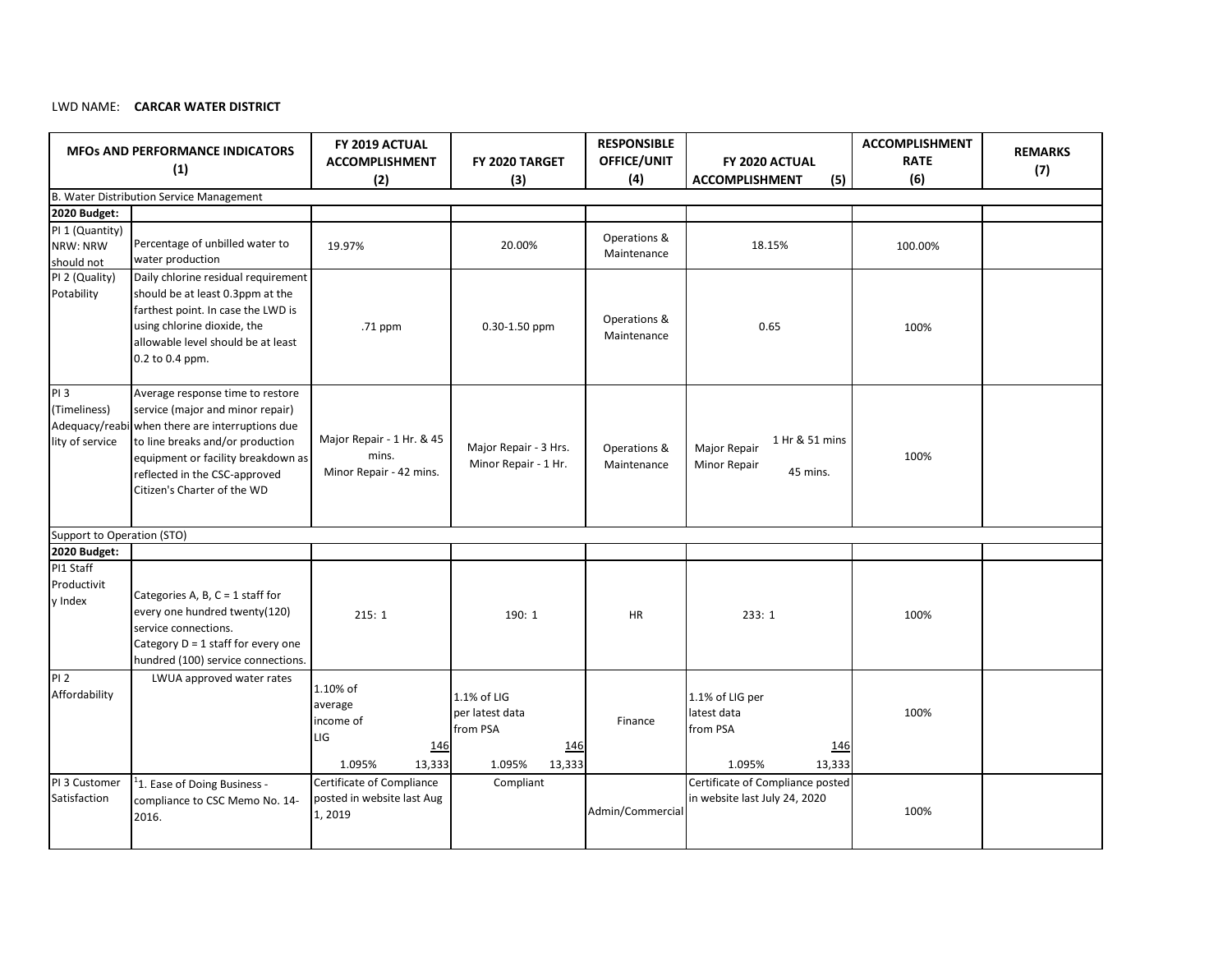LWD NAME: **CARCAR WATER DISTRICT**

| MFOs AND PERFORMANCE INDICATORS (1) | | FY 2019 ACTUAL ACCOMPLISHMENT (2) | FY 2020 TARGET (3) | RESPONSIBLE OFFICE/UNIT (4) | FY 2020 ACTUAL ACCOMPLISHMENT (5) | ACCOMPLISHMENT RATE (6) | REMARKS (7) |
|---|---|---|---|---|---|---|---|
| B. Water Distribution Service Management | | | | | | | |
| **2020 Budget:** | | | | | | | |
| PI 1 (Quantity) NRW: NRW should not | Percentage of unbilled water to water production | 19.97% | 20.00% | Operations & Maintenance | 18.15% | 100.00% | |
| PI 2 (Quality) Potability | Daily chlorine residual requirement should be at least 0.3ppm at the farthest point. In case the LWD is using chlorine dioxide, the allowable level should be at least 0.2 to 0.4 ppm. | .71 ppm | 0.30-1.50 ppm | Operations & Maintenance | 0.65 | 100% | |
| PI 3 (Timeliness) Adequacy/reability of service | Average response time to restore service (major and minor repair) when there are interruptions due to line breaks and/or production equipment or facility breakdown as reflected in the CSC-approved Citizen's Charter of the WD | Major Repair - 1 Hr. & 45 mins. Minor Repair - 42 mins. | Major Repair - 3 Hrs. Minor Repair - 1 Hr. | Operations & Maintenance | Major Repair 1 Hr & 51 mins Minor Repair 45 mins. | 100% | |
| Support to Operation (STO) | | | | | | | |
| **2020 Budget:** | | | | | | | |
| PI1 Staff Productivity Index | Categories A, B, C = 1 staff for every one hundred twenty(120) service connections. Category D = 1 staff for every one hundred (100) service connections. | 215: 1 | 190: 1 | HR | 233: 1 | 100% | |
| PI 2 Affordability | LWUA approved water rates | 1.10% of average income of LIG 146 / 13,333 1.095% | 1.1% of LIG per latest data from PSA 146 / 13,333 1.095% | Finance | 1.1% of LIG per latest data from PSA 146 / 13,333 1.095% | 100% | |
| PI 3 Customer Satisfaction | [1]1. Ease of Doing Business - compliance to CSC Memo No. 14-2016. | Certificate of Compliance posted in website last Aug 1, 2019 | Compliant | Admin/Commercial | Certificate of Compliance posted in website last July 24, 2020 | 100% | |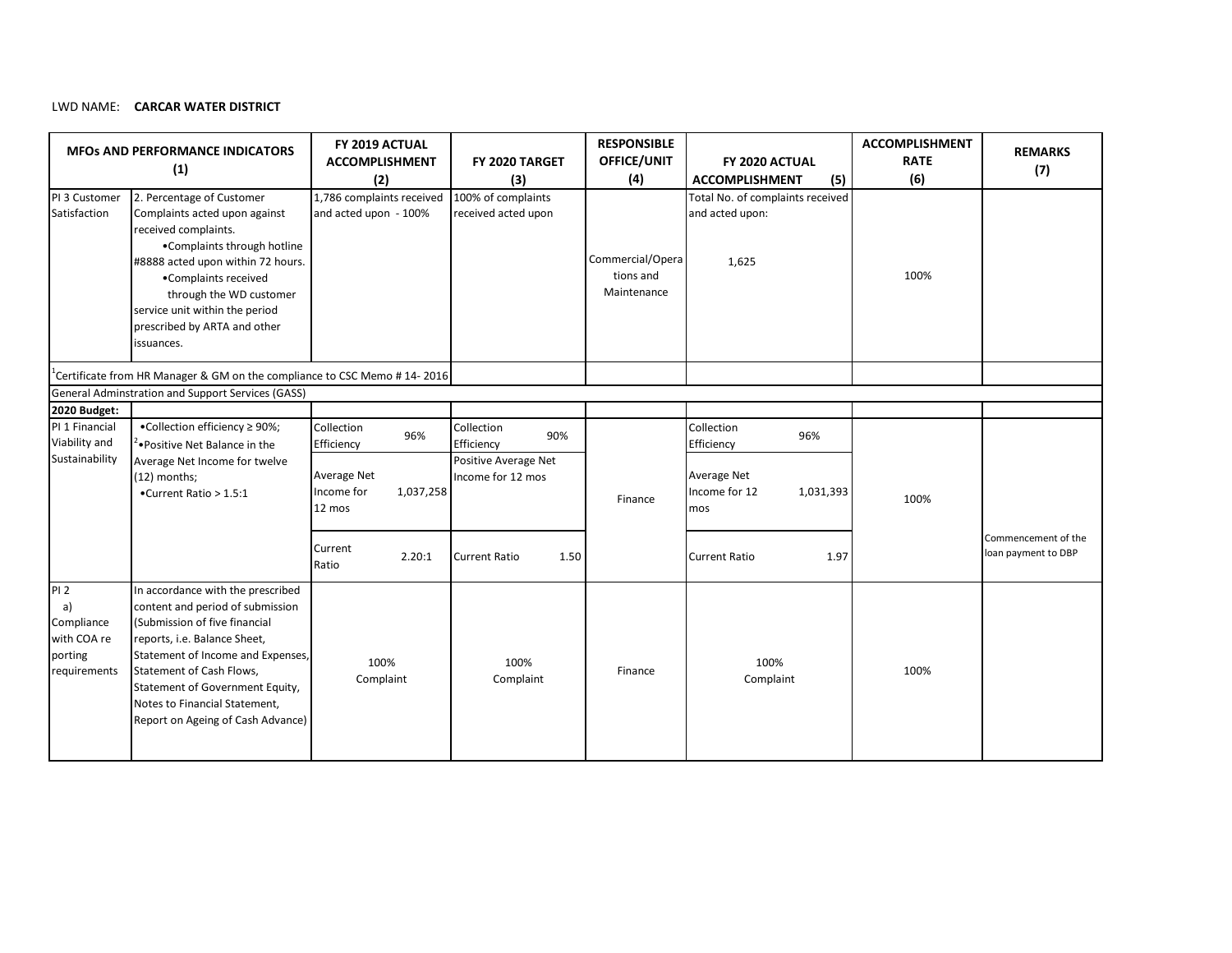LWD NAME: **CARCAR WATER DISTRICT**

| MFOs AND PERFORMANCE INDICATORS (1) | | FY 2019 ACTUAL ACCOMPLISHMENT (2) | FY 2020 TARGET (3) | RESPONSIBLE OFFICE/UNIT (4) | FY 2020 ACTUAL ACCOMPLISHMENT (5) | ACCOMPLISHMENT RATE (6) | REMARKS (7) |
|---|---|---|---|---|---|---|---|
| PI 3 Customer Satisfaction | 2. Percentage of Customer Complaints acted upon against received complaints. •Complaints through hotline #8888 acted upon within 72 hours. •Complaints received through the WD customer service unit within the period prescribed by ARTA and other issuances. | 1,786 complaints received and acted upon - 100% | 100% of complaints received acted upon | Commercial/Operations and Maintenance | Total No. of complaints received and acted upon: 1,625 | 100% | |
| [1]Certificate from HR Manager & GM on the compliance to CSC Memo # 14- 2016 | | | | | | | |
| General Adminstration and Support Services (GASS) | | | | | | | |
| **2020 Budget:** | | | | | | | |
| PI 1 Financial Viability and Sustainability | •Collection efficiency ≥ 90%; [2]•Positive Net Balance in the Average Net Income for twelve (12) months; •Current Ratio > 1.5:1 | Collection Efficiency 96% | Collection Efficiency 90% | Finance | Collection Efficiency 96% | 100% | |
| | | Average Net Income for 12 mos 1,037,258 | Positive Average Net Income for 12 mos | | Average Net Income for 12 mos 1,031,393 | | |
| | | Current Ratio 2.20:1 | Current Ratio 1.50 | | Current Ratio 1.97 | | Commencement of the loan payment to DBP |
| PI 2 a) Compliance with COA reporting requirements | In accordance with the prescribed content and period of submission (Submission of five financial reports, i.e. Balance Sheet, Statement of Income and Expenses, Statement of Cash Flows, Statement of Government Equity, Notes to Financial Statement, Report on Ageing of Cash Advance) | 100% Complaint | 100% Complaint | Finance | 100% Complaint | 100% | |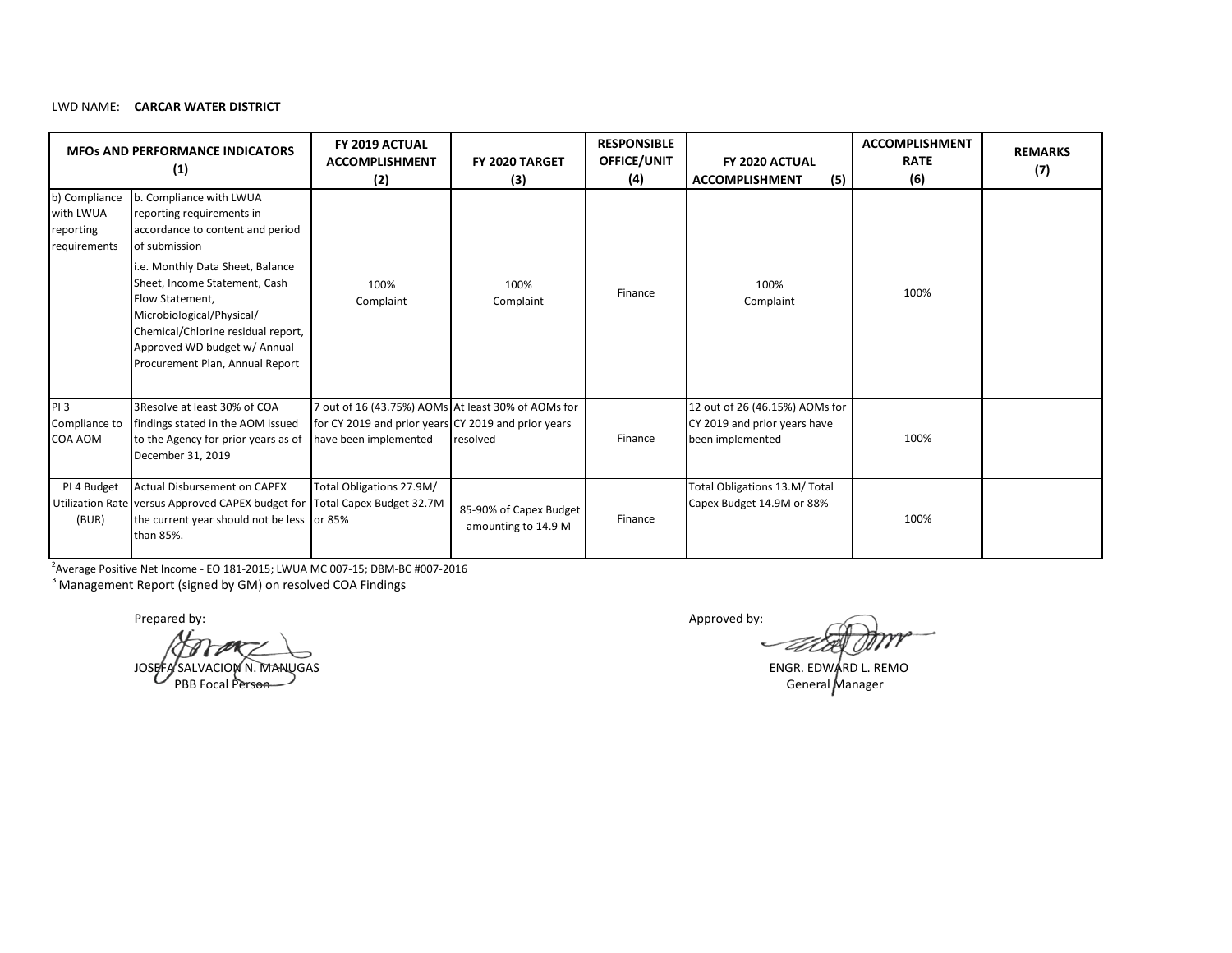LWD NAME: **CARCAR WATER DISTRICT**

| MFOs AND PERFORMANCE INDICATORS (1) | | FY 2019 ACTUAL ACCOMPLISHMENT (2) | FY 2020 TARGET (3) | RESPONSIBLE OFFICE/UNIT (4) | FY 2020 ACTUAL ACCOMPLISHMENT (5) | ACCOMPLISHMENT RATE (6) | REMARKS (7) |
|---|---|---|---|---|---|---|---|
| b) Compliance with LWUA reporting requirements | b. Compliance with LWUA reporting requirements in accordance to content and period of submission<br>i.e. Monthly Data Sheet, Balance Sheet, Income Statement, Cash Flow Statement, Microbiological/Physical/ Chemical/Chlorine residual report, Approved WD budget w/ Annual Procurement Plan, Annual Report | 100% Complaint | 100% Complaint | Finance | 100% Complaint | 100% | |
| PI 3 Compliance to COA AOM | 3Resolve at least 30% of COA findings stated in the AOM issued to the Agency for prior years as of December 31, 2019 | 7 out of 16 (43.75%) AOMs for CY 2019 and prior years have been implemented | At least 30% of AOMs for CY 2019 and prior years resolved | Finance | 12 out of 26 (46.15%) AOMs for CY 2019 and prior years have been implemented | 100% | |
| PI 4 Budget Utilization Rate (BUR) | Actual Disbursement on CAPEX versus Approved CAPEX budget for the current year should not be less than 85%. | Total Obligations 27.9M/ Total Capex Budget 32.7M or 85% | 85-90% of Capex Budget amounting to 14.9 M | Finance | Total Obligations 13.M/ Total Capex Budget 14.9M or 88% | 100% | |

[2]Average Positive Net Income - EO 181-2015; LWUA MC 007-15; DBM-BC #007-2016
[3] Management Report (signed by GM) on resolved COA Findings

Prepared by:

JOSEFA SALVACION N. MANUGAS
PBB Focal Person

Approved by:

ENGR. EDWARD L. REMO
General Manager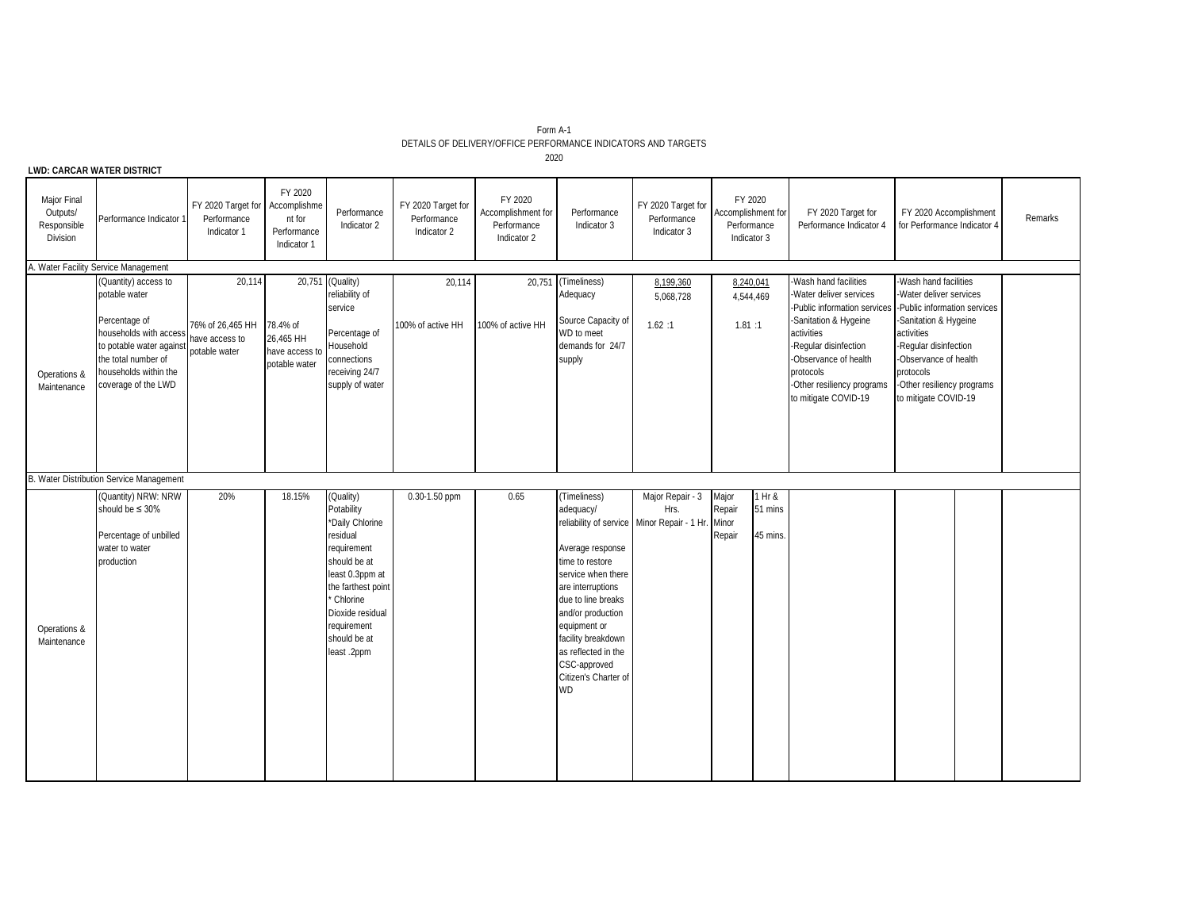Form A-1

DETAILS OF DELIVERY/OFFICE PERFORMANCE INDICATORS AND TARGETS

2020

**LWD: CARCAR WATER DISTRICT**

| Major Final Outputs/ Responsible Division | Performance Indicator 1 | FY 2020 Target for Performance Indicator 1 | FY 2020 Accomplishment for Performance Indicator 1 | Performance Indicator 2 | FY 2020 Target for Performance Indicator 2 | FY 2020 Accomplishment for Performance Indicator 2 | Performance Indicator 3 | FY 2020 Target for Performance Indicator 3 | FY 2020 Accomplishment for Performance Indicator 3 | FY 2020 Target for Performance Indicator 4 | FY 2020 Accomplishment for Performance Indicator 4 | Remarks |
|---|---|---|---|---|---|---|---|---|---|---|---|---|
| A. Water Facility Service Management | | | | | | | | | | | | |
| Operations & Maintenance | (Quantity) access to potable water<br><br>Percentage of households with access to potable water against the total number of households within the coverage of the LWD | 20,114<br><br>76% of 26,465 HH have access to potable water | 20,751<br><br>78.4% of 26,465 HH have access to potable water | (Quality) reliability of service<br><br>Percentage of Household connections receiving 24/7 supply of water | 20,114<br><br>100% of active HH | 20,751<br><br>100% of active HH | (Timeliness) Adequacy<br><br>Source Capacity of WD to meet demands for 24/7 supply | 8,199,360<br>5,068,728<br><br>1.62 :1 | 8,240,041<br>4,544,469<br><br>1.81 :1 | -Wash hand facilities<br>-Water deliver services<br>-Public information services<br>-Sanitation & Hygeine activities<br>-Regular disinfection<br>-Observance of health protocols<br>-Other resiliency programs to mitigate COVID-19 | -Wash hand facilities<br>-Water deliver services<br>-Public information services<br>-Sanitation & Hygeine activities<br>-Regular disinfection<br>-Observance of health protocols<br>-Other resiliency programs to mitigate COVID-19 | |
| B. Water Distribution Service Management | | | | | | | | | | | | |
| Operations & Maintenance | (Quantity) NRW: NRW should be ≤ 30%<br><br>Percentage of unbilled water to water production | 20% | 18.15% | (Quality) Potability<br>*Daily Chlorine residual requirement should be at least 0.3ppm at the farthest point<br>* Chlorine Dioxide residual requirement should be at least .2ppm | 0.30-1.50 ppm | 0.65 | (Timeliness) adequacy/ reliability of service<br><br>Average response time to restore service when there are interruptions due to line breaks and/or production equipment or facility breakdown as reflected in the CSC-approved Citizen's Charter of WD | Major Repair - 3 Hrs.<br>Minor Repair - 1 Hr. | Major Repair - 1 Hr & 51 mins<br>Minor Repair - 45 mins. | | | |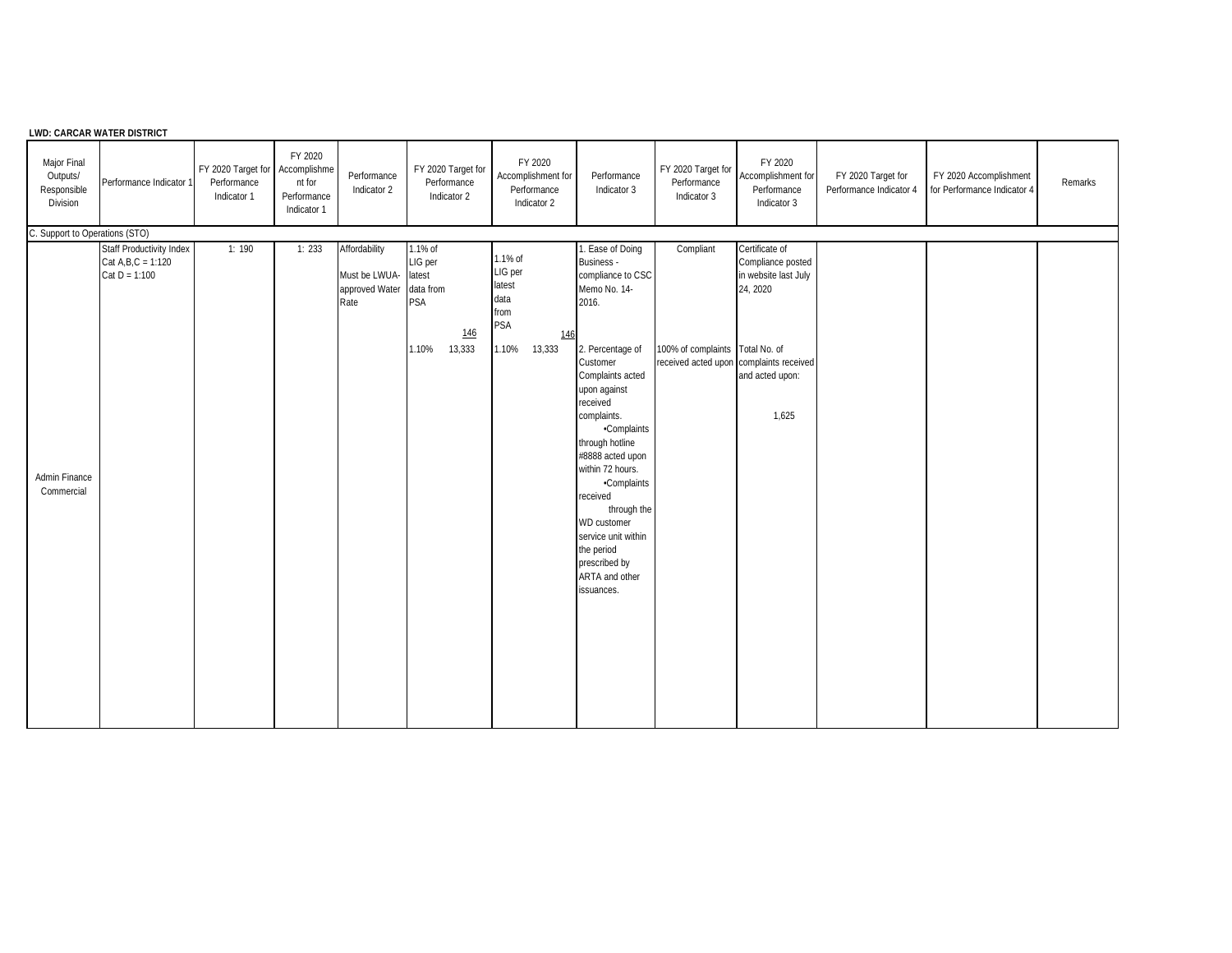**LWD: CARCAR WATER DISTRICT**

| Major Final Outputs/ Responsible Division | Performance Indicator 1 | FY 2020 Target for Performance Indicator 1 | FY 2020 Accomplishment for Performance Indicator 1 | Performance Indicator 2 | FY 2020 Target for Performance Indicator 2 | FY 2020 Accomplishment for Performance Indicator 2 | Performance Indicator 3 | FY 2020 Target for Performance Indicator 3 | FY 2020 Accomplishment for Performance Indicator 3 | FY 2020 Target for Performance Indicator 4 | FY 2020 Accomplishment for Performance Indicator 4 | Remarks |
|---|---|---|---|---|---|---|---|---|---|---|---|---|
| C. Support to Operations (STO) | | | | | | | | | | | | |
| Admin Finance Commercial | Staff Productivity Index Cat A,B,C = 1:120 Cat D = 1:100 | 1: 190 | 1: 233 | Affordability Must be LWUA-approved Water Rate | 1.1% of LIG per latest data from PSA 146 1.10% 13,333 | 1.1% of LIG per latest data from PSA 146 1.10% 13,333 | 1. Ease of Doing Business - compliance to CSC Memo No. 14-2016. 2. Percentage of Customer Complaints acted upon against received complaints. •Complaints through hotline #8888 acted upon within 72 hours. •Complaints received through the WD customer service unit within the period prescribed by ARTA and other issuances. | Compliant 100% of complaints received acted upon | Certificate of Compliance posted in website last July 24, 2020 Total No. of complaints received and acted upon: 1,625 | | | |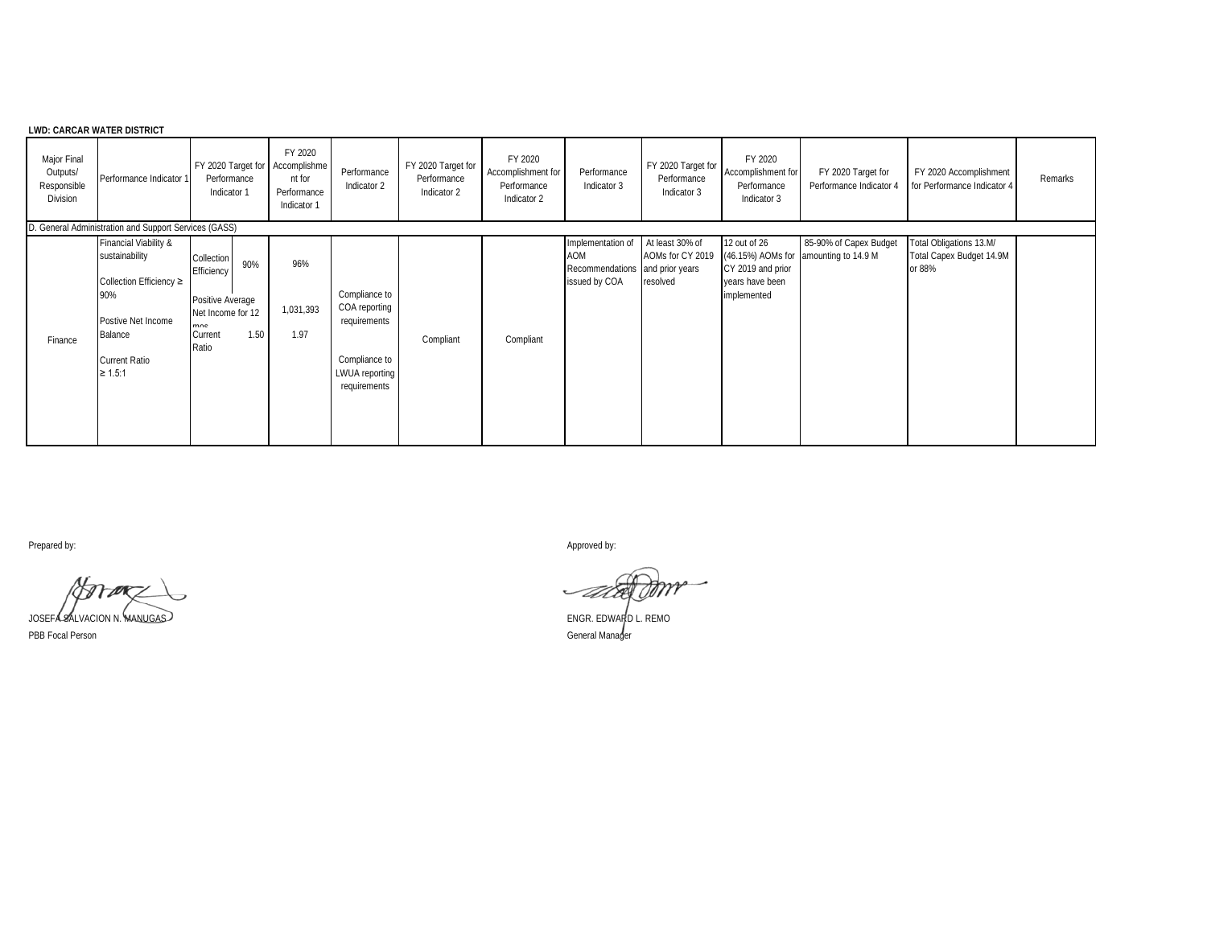**LWD: CARCAR WATER DISTRICT**

| Major Final Outputs/ Responsible Division | Performance Indicator 1 | FY 2020 Target for Performance Indicator 1 | | FY 2020 Accomplishment for Performance Indicator 1 | Performance Indicator 2 | FY 2020 Target for Performance Indicator 2 | FY 2020 Accomplishment for Performance Indicator 2 | Performance Indicator 3 | FY 2020 Target for Performance Indicator 3 | FY 2020 Accomplishment for Performance Indicator 3 | FY 2020 Target for Performance Indicator 4 | FY 2020 Accomplishment for Performance Indicator 4 | Remarks |
|---|---|---|---|---|---|---|---|---|---|---|---|---|---|
| D. General Administration and Support Services (GASS) | | | | | | | | | | | | | |
| Finance | Financial Viability & sustainability<br><br>Collection Efficiency ≥ 90%<br><br>Postive Net Income Balance<br><br>Current Ratio ≥ 1.5:1 | Collection Efficiency<br><br>Positive Average Net Income for 12 mos<br><br>Current Ratio | 90%<br><br><br><br>1.50 | 96%<br><br>1,031,393<br><br>1.97 | Compliance to COA reporting requirements<br><br>Compliance to LWUA reporting requirements | Compliant | Compliant | Implementation of AOM Recommendations issued by COA | At least 30% of AOMs for CY 2019 and prior years resolved | 12 out of 26 (46.15%) AOMs for CY 2019 and prior years have been implemented | 85-90% of Capex Budget amounting to 14.9 M | Total Obligations 13.M/ Total Capex Budget 14.9M or 88% | |

Prepared by:

JOSEFA SALVACION N. MANUGAS
PBB Focal Person

Approved by:

ENGR. EDWARD L. REMO
General Manager